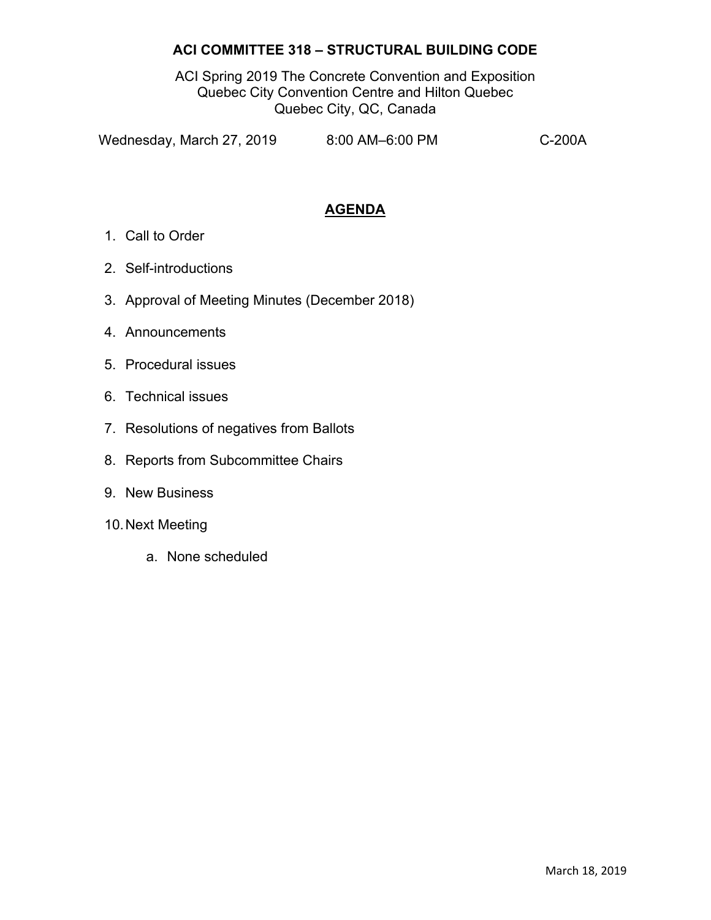# ACI COMMITTEE 318 – STRUCTURAL BUILDING CODE

ACI Spring 2019 The Concrete Convention and Exposition
Quebec City Convention Centre and Hilton Quebec
Quebec City, QC, Canada

Wednesday, March 27, 2019 8:00 AM–6:00 PM C-200A

## AGENDA

1. Call to Order
2. Self-introductions
3. Approval of Meeting Minutes (December 2018)
4. Announcements
5. Procedural issues
6. Technical issues
7. Resolutions of negatives from Ballots
8. Reports from Subcommittee Chairs
9. New Business
10. Next Meeting
    a. None scheduled

March 18, 2019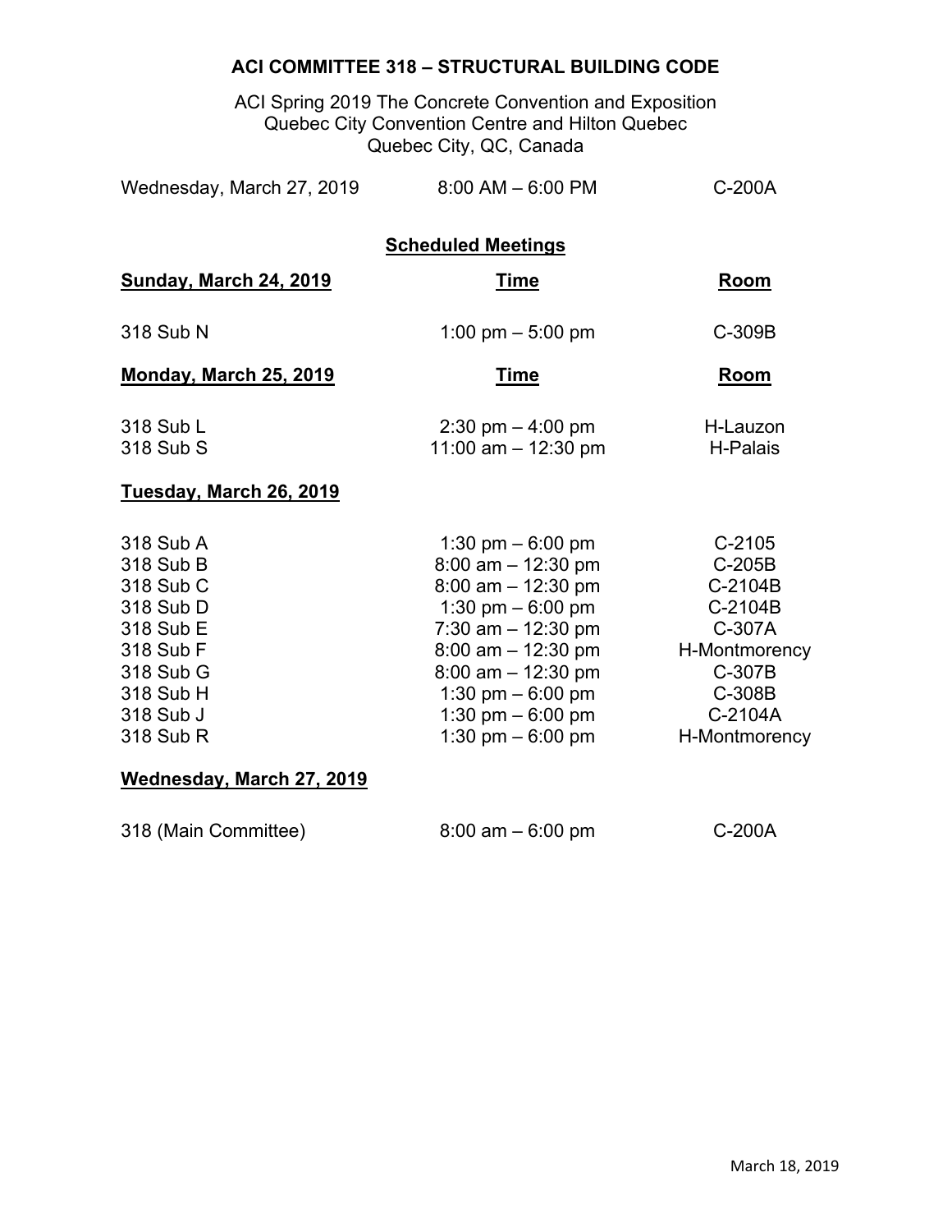# ACI COMMITTEE 318 – STRUCTURAL BUILDING CODE

ACI Spring 2019 The Concrete Convention and Exposition
Quebec City Convention Centre and Hilton Quebec
Quebec City, QC, Canada

| | | |
|---|---|---|
| Wednesday, March 27, 2019 | 8:00 AM – 6:00 PM | C-200A |

## Scheduled Meetings

| **Sunday, March 24, 2019** | **Time** | **Room** |
|---|---|---|
| 318 Sub N | 1:00 pm – 5:00 pm | C-309B |

| **Monday, March 25, 2019** | **Time** | **Room** |
|---|---|---|
| 318 Sub L | 2:30 pm – 4:00 pm | H-Lauzon |
| 318 Sub S | 11:00 am – 12:30 pm | H-Palais |

| **Tuesday, March 26, 2019** | | |
|---|---|---|
| 318 Sub A | 1:30 pm – 6:00 pm | C-2105 |
| 318 Sub B | 8:00 am – 12:30 pm | C-205B |
| 318 Sub C | 8:00 am – 12:30 pm | C-2104B |
| 318 Sub D | 1:30 pm – 6:00 pm | C-2104B |
| 318 Sub E | 7:30 am – 12:30 pm | C-307A |
| 318 Sub F | 8:00 am – 12:30 pm | H-Montmorency |
| 318 Sub G | 8:00 am – 12:30 pm | C-307B |
| 318 Sub H | 1:30 pm – 6:00 pm | C-308B |
| 318 Sub J | 1:30 pm – 6:00 pm | C-2104A |
| 318 Sub R | 1:30 pm – 6:00 pm | H-Montmorency |

| **Wednesday, March 27, 2019** | | |
|---|---|---|
| 318 (Main Committee) | 8:00 am – 6:00 pm | C-200A |

March 18, 2019